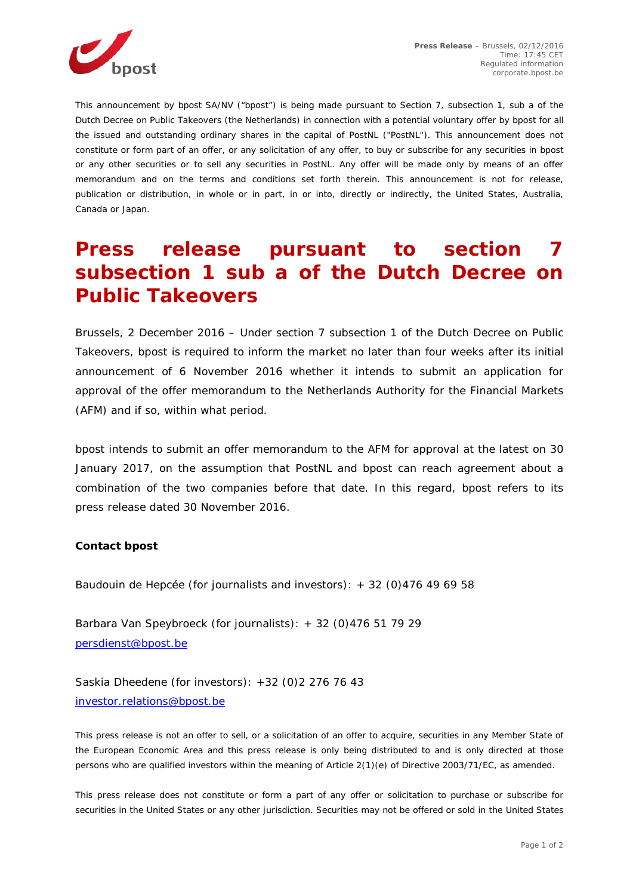Press Release – Brussels, 02/12/2016
Time: 17:45 CET
Regulated information
corporate.bpost.be

This announcement by bpost SA/NV ("bpost") is being made pursuant to Section 7, subsection 1, sub a of the Dutch Decree on Public Takeovers (the Netherlands) in connection with a potential voluntary offer by bpost for all the issued and outstanding ordinary shares in the capital of PostNL ("PostNL"). This announcement does not constitute or form part of an offer, or any solicitation of any offer, to buy or subscribe for any securities in bpost or any other securities or to sell any securities in PostNL. Any offer will be made only by means of an offer memorandum and on the terms and conditions set forth therein. This announcement is not for release, publication or distribution, in whole or in part, in or into, directly or indirectly, the United States, Australia, Canada or Japan.

# Press release pursuant to section 7 subsection 1 sub a of the Dutch Decree on Public Takeovers

Brussels, 2 December 2016 – Under section 7 subsection 1 of the Dutch Decree on Public Takeovers, bpost is required to inform the market no later than four weeks after its initial announcement of 6 November 2016 whether it intends to submit an application for approval of the offer memorandum to the Netherlands Authority for the Financial Markets (AFM) and if so, within what period.

bpost intends to submit an offer memorandum to the AFM for approval at the latest on 30 January 2017, on the assumption that PostNL and bpost can reach agreement about a combination of the two companies before that date. In this regard, bpost refers to its press release dated 30 November 2016.

**Contact bpost**

Baudouin de Hepcée (for journalists and investors): + 32 (0)476 49 69 58

Barbara Van Speybroeck (for journalists): + 32 (0)476 51 79 29
persdienst@bpost.be

Saskia Dheedene (for investors): +32 (0)2 276 76 43
investor.relations@bpost.be

This press release is not an offer to sell, or a solicitation of an offer to acquire, securities in any Member State of the European Economic Area and this press release is only being distributed to and is only directed at those persons who are qualified investors within the meaning of Article 2(1)(e) of Directive 2003/71/EC, as amended.

This press release does not constitute or form a part of any offer or solicitation to purchase or subscribe for securities in the United States or any other jurisdiction. Securities may not be offered or sold in the United States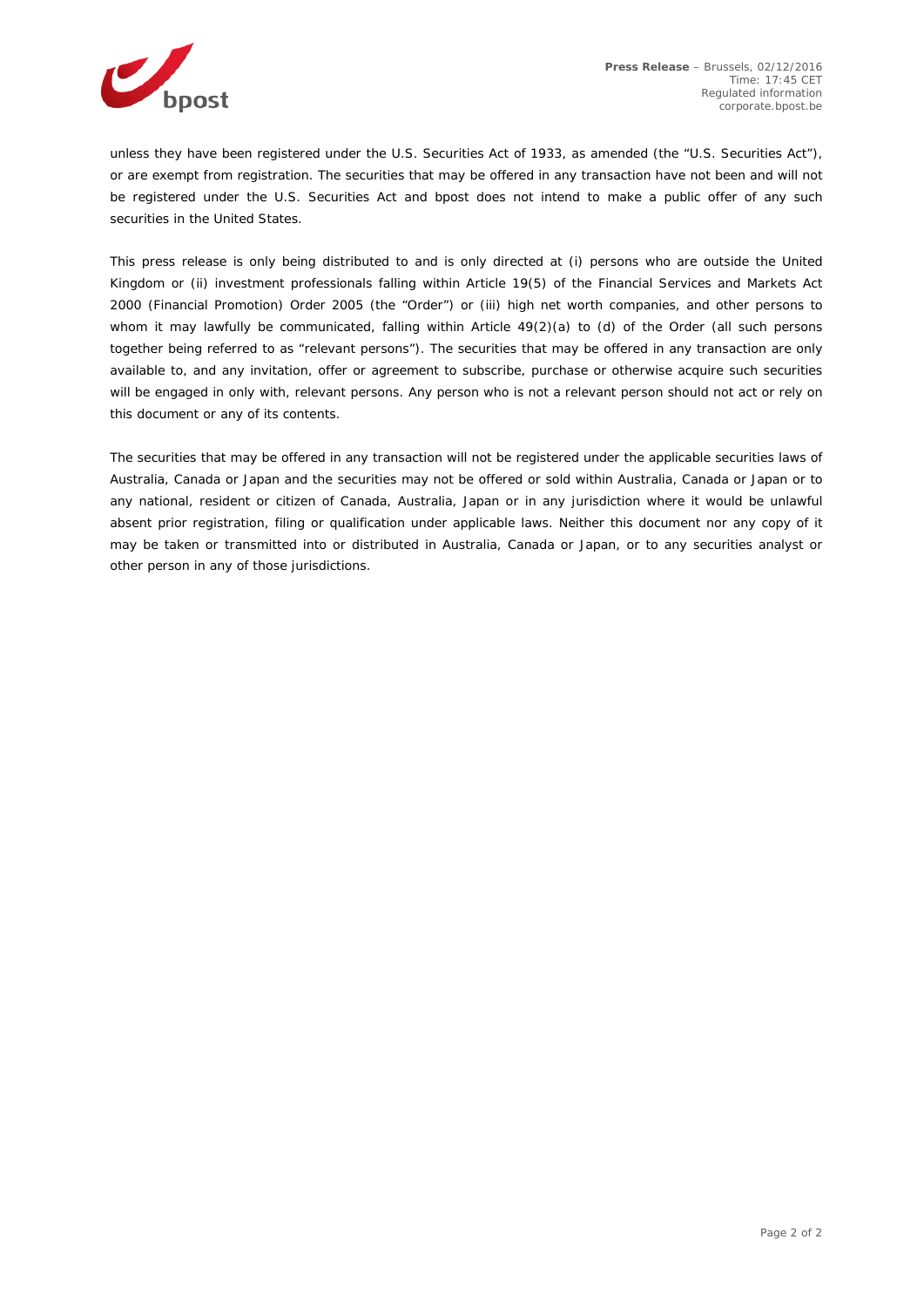unless they have been registered under the U.S. Securities Act of 1933, as amended (the "U.S. Securities Act"), or are exempt from registration. The securities that may be offered in any transaction have not been and will not be registered under the U.S. Securities Act and bpost does not intend to make a public offer of any such securities in the United States.

This press release is only being distributed to and is only directed at (i) persons who are outside the United Kingdom or (ii) investment professionals falling within Article 19(5) of the Financial Services and Markets Act 2000 (Financial Promotion) Order 2005 (the "Order") or (iii) high net worth companies, and other persons to whom it may lawfully be communicated, falling within Article 49(2)(a) to (d) of the Order (all such persons together being referred to as "relevant persons"). The securities that may be offered in any transaction are only available to, and any invitation, offer or agreement to subscribe, purchase or otherwise acquire such securities will be engaged in only with, relevant persons. Any person who is not a relevant person should not act or rely on this document or any of its contents.

The securities that may be offered in any transaction will not be registered under the applicable securities laws of Australia, Canada or Japan and the securities may not be offered or sold within Australia, Canada or Japan or to any national, resident or citizen of Canada, Australia, Japan or in any jurisdiction where it would be unlawful absent prior registration, filing or qualification under applicable laws. Neither this document nor any copy of it may be taken or transmitted into or distributed in Australia, Canada or Japan, or to any securities analyst or other person in any of those jurisdictions.